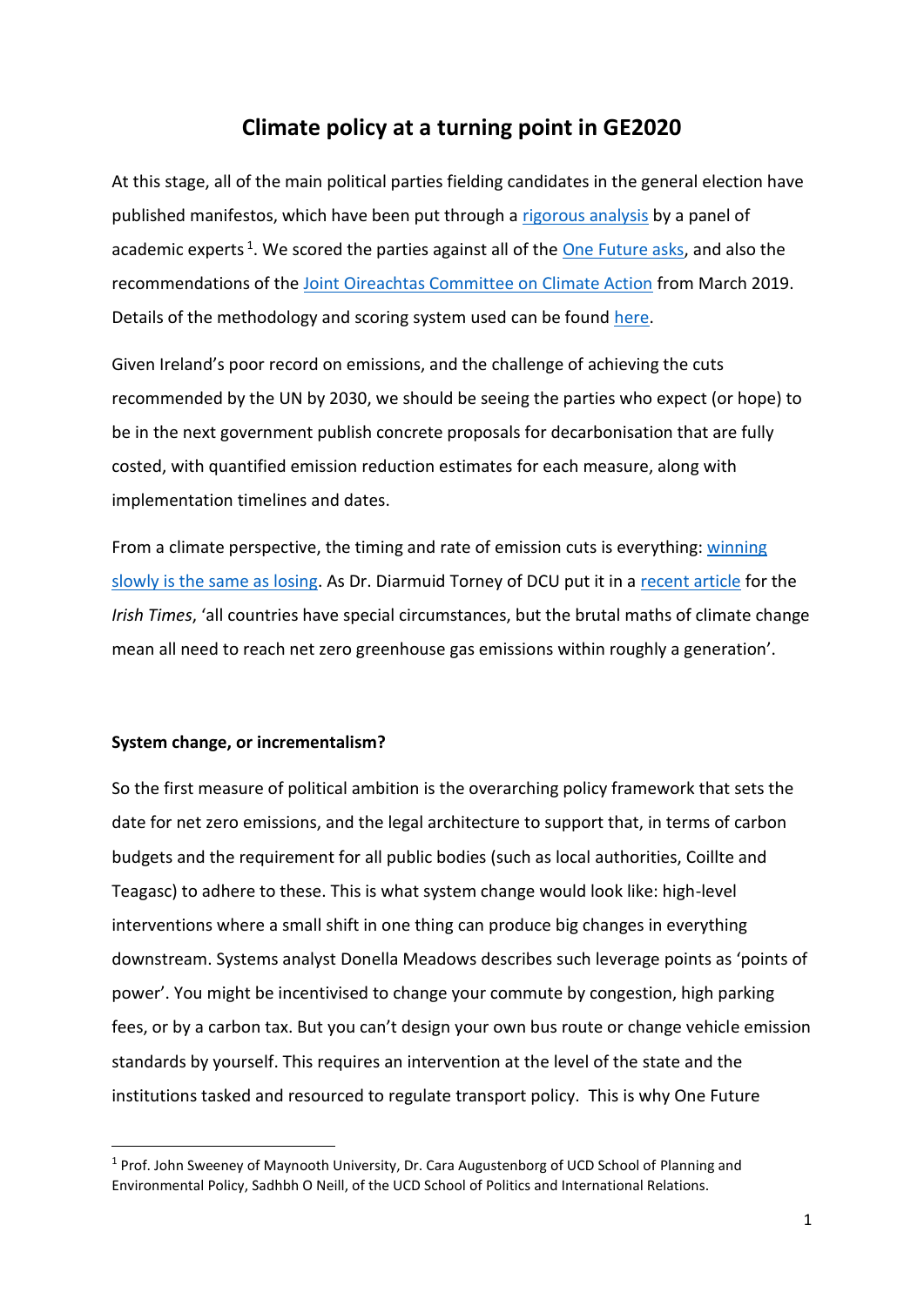# Climate policy at a turning point in GE2020

At this stage, all of the main political parties fielding candidates in the general election have published manifestos, which have been put through a rigorous analysis by a panel of academic experts[1]. We scored the parties against all of the One Future asks, and also the recommendations of the Joint Oireachtas Committee on Climate Action from March 2019. Details of the methodology and scoring system used can be found here.

Given Ireland's poor record on emissions, and the challenge of achieving the cuts recommended by the UN by 2030, we should be seeing the parties who expect (or hope) to be in the next government publish concrete proposals for decarbonisation that are fully costed, with quantified emission reduction estimates for each measure, along with implementation timelines and dates.

From a climate perspective, the timing and rate of emission cuts is everything: winning slowly is the same as losing. As Dr. Diarmuid Torney of DCU put it in a recent article for the *Irish Times*, 'all countries have special circumstances, but the brutal maths of climate change mean all need to reach net zero greenhouse gas emissions within roughly a generation'.

**System change, or incrementalism?**

So the first measure of political ambition is the overarching policy framework that sets the date for net zero emissions, and the legal architecture to support that, in terms of carbon budgets and the requirement for all public bodies (such as local authorities, Coillte and Teagasc) to adhere to these. This is what system change would look like: high-level interventions where a small shift in one thing can produce big changes in everything downstream. Systems analyst Donella Meadows describes such leverage points as 'points of power'. You might be incentivised to change your commute by congestion, high parking fees, or by a carbon tax. But you can't design your own bus route or change vehicle emission standards by yourself. This requires an intervention at the level of the state and the institutions tasked and resourced to regulate transport policy. This is why One Future

[1] Prof. John Sweeney of Maynooth University, Dr. Cara Augustenborg of UCD School of Planning and Environmental Policy, Sadhbh O Neill, of the UCD School of Politics and International Relations.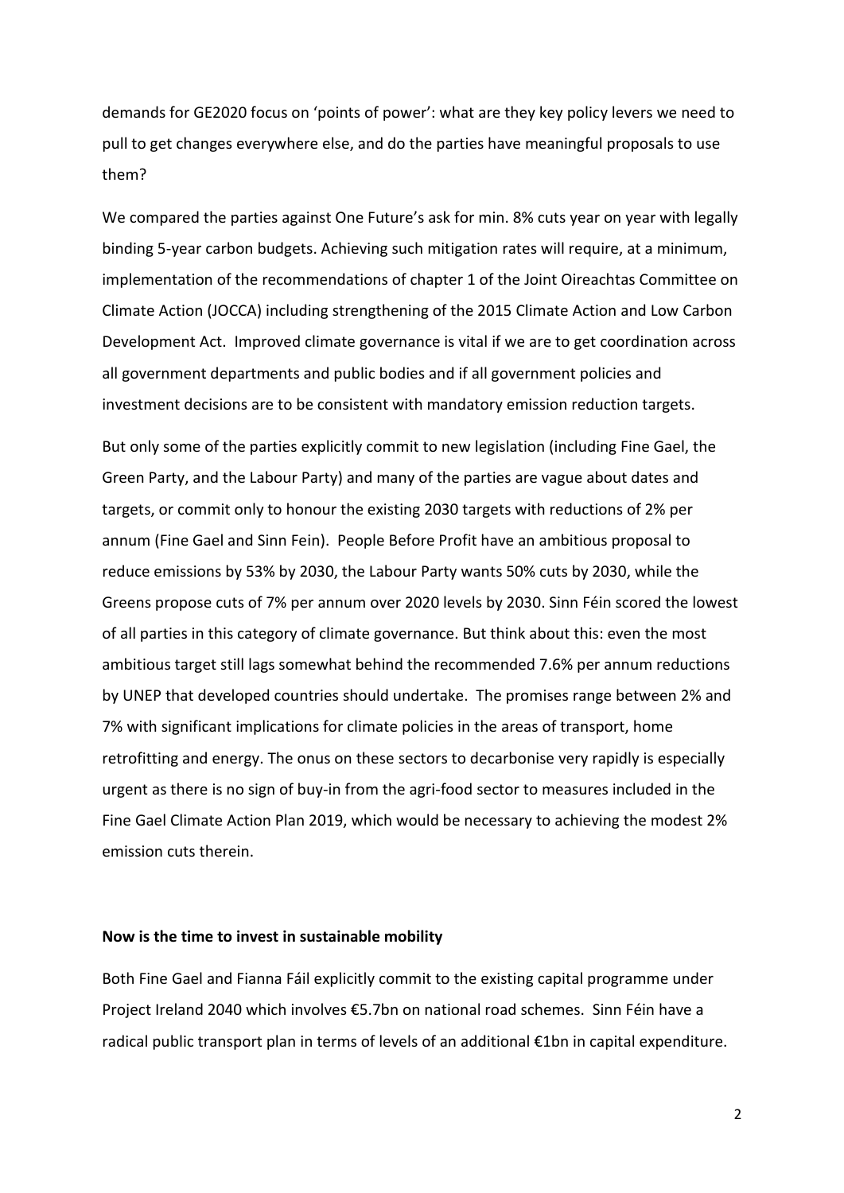demands for GE2020 focus on 'points of power': what are they key policy levers we need to pull to get changes everywhere else, and do the parties have meaningful proposals to use them?

We compared the parties against One Future's ask for min. 8% cuts year on year with legally binding 5-year carbon budgets. Achieving such mitigation rates will require, at a minimum, implementation of the recommendations of chapter 1 of the Joint Oireachtas Committee on Climate Action (JOCCA) including strengthening of the 2015 Climate Action and Low Carbon Development Act. Improved climate governance is vital if we are to get coordination across all government departments and public bodies and if all government policies and investment decisions are to be consistent with mandatory emission reduction targets.

But only some of the parties explicitly commit to new legislation (including Fine Gael, the Green Party, and the Labour Party) and many of the parties are vague about dates and targets, or commit only to honour the existing 2030 targets with reductions of 2% per annum (Fine Gael and Sinn Fein). People Before Profit have an ambitious proposal to reduce emissions by 53% by 2030, the Labour Party wants 50% cuts by 2030, while the Greens propose cuts of 7% per annum over 2020 levels by 2030. Sinn Féin scored the lowest of all parties in this category of climate governance. But think about this: even the most ambitious target still lags somewhat behind the recommended 7.6% per annum reductions by UNEP that developed countries should undertake. The promises range between 2% and 7% with significant implications for climate policies in the areas of transport, home retrofitting and energy. The onus on these sectors to decarbonise very rapidly is especially urgent as there is no sign of buy-in from the agri-food sector to measures included in the Fine Gael Climate Action Plan 2019, which would be necessary to achieving the modest 2% emission cuts therein.

**Now is the time to invest in sustainable mobility**

Both Fine Gael and Fianna Fáil explicitly commit to the existing capital programme under Project Ireland 2040 which involves €5.7bn on national road schemes. Sinn Féin have a radical public transport plan in terms of levels of an additional €1bn in capital expenditure.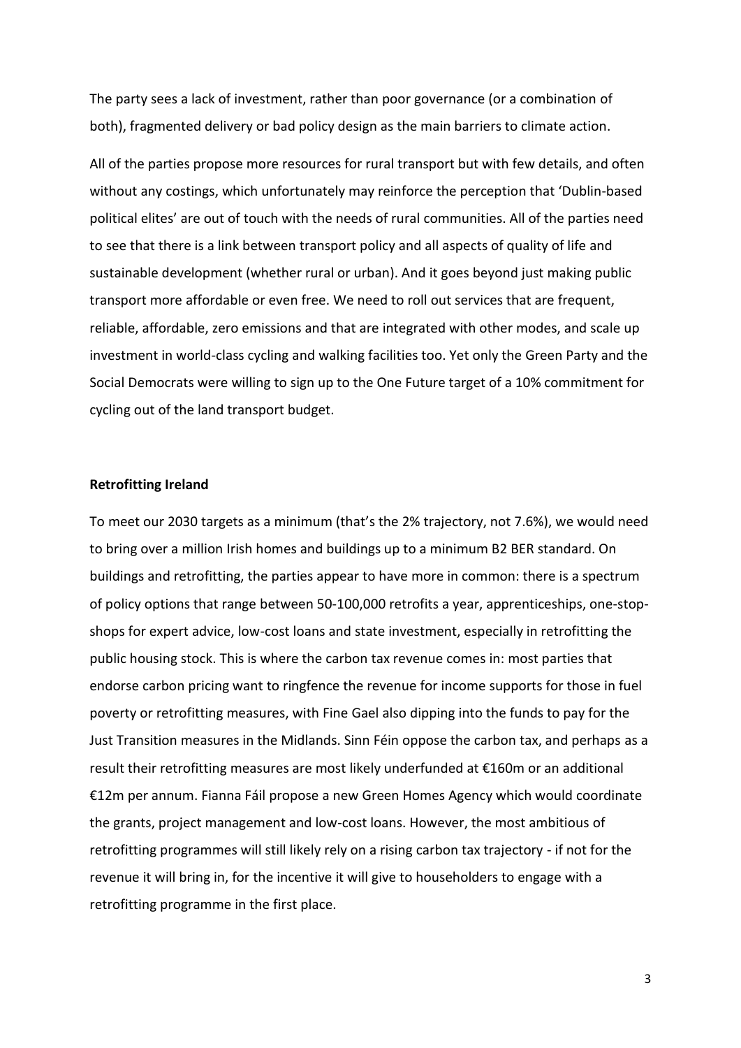The party sees a lack of investment, rather than poor governance (or a combination of both), fragmented delivery or bad policy design as the main barriers to climate action.

All of the parties propose more resources for rural transport but with few details, and often without any costings, which unfortunately may reinforce the perception that 'Dublin-based political elites' are out of touch with the needs of rural communities. All of the parties need to see that there is a link between transport policy and all aspects of quality of life and sustainable development (whether rural or urban). And it goes beyond just making public transport more affordable or even free. We need to roll out services that are frequent, reliable, affordable, zero emissions and that are integrated with other modes, and scale up investment in world-class cycling and walking facilities too. Yet only the Green Party and the Social Democrats were willing to sign up to the One Future target of a 10% commitment for cycling out of the land transport budget.

**Retrofitting Ireland**

To meet our 2030 targets as a minimum (that's the 2% trajectory, not 7.6%), we would need to bring over a million Irish homes and buildings up to a minimum B2 BER standard. On buildings and retrofitting, the parties appear to have more in common: there is a spectrum of policy options that range between 50-100,000 retrofits a year, apprenticeships, one-stop-shops for expert advice, low-cost loans and state investment, especially in retrofitting the public housing stock. This is where the carbon tax revenue comes in: most parties that endorse carbon pricing want to ringfence the revenue for income supports for those in fuel poverty or retrofitting measures, with Fine Gael also dipping into the funds to pay for the Just Transition measures in the Midlands. Sinn Féin oppose the carbon tax, and perhaps as a result their retrofitting measures are most likely underfunded at €160m or an additional €12m per annum. Fianna Fáil propose a new Green Homes Agency which would coordinate the grants, project management and low-cost loans. However, the most ambitious of retrofitting programmes will still likely rely on a rising carbon tax trajectory - if not for the revenue it will bring in, for the incentive it will give to householders to engage with a retrofitting programme in the first place.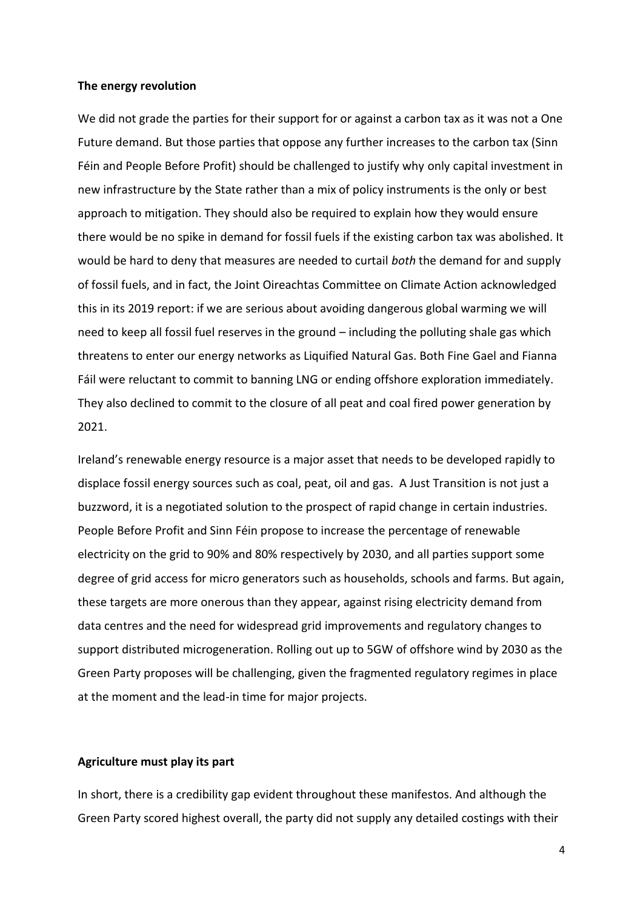**The energy revolution**

We did not grade the parties for their support for or against a carbon tax as it was not a One Future demand. But those parties that oppose any further increases to the carbon tax (Sinn Féin and People Before Profit) should be challenged to justify why only capital investment in new infrastructure by the State rather than a mix of policy instruments is the only or best approach to mitigation. They should also be required to explain how they would ensure there would be no spike in demand for fossil fuels if the existing carbon tax was abolished. It would be hard to deny that measures are needed to curtail *both* the demand for and supply of fossil fuels, and in fact, the Joint Oireachtas Committee on Climate Action acknowledged this in its 2019 report: if we are serious about avoiding dangerous global warming we will need to keep all fossil fuel reserves in the ground – including the polluting shale gas which threatens to enter our energy networks as Liquified Natural Gas. Both Fine Gael and Fianna Fáil were reluctant to commit to banning LNG or ending offshore exploration immediately. They also declined to commit to the closure of all peat and coal fired power generation by 2021.

Ireland's renewable energy resource is a major asset that needs to be developed rapidly to displace fossil energy sources such as coal, peat, oil and gas. A Just Transition is not just a buzzword, it is a negotiated solution to the prospect of rapid change in certain industries. People Before Profit and Sinn Féin propose to increase the percentage of renewable electricity on the grid to 90% and 80% respectively by 2030, and all parties support some degree of grid access for micro generators such as households, schools and farms. But again, these targets are more onerous than they appear, against rising electricity demand from data centres and the need for widespread grid improvements and regulatory changes to support distributed microgeneration. Rolling out up to 5GW of offshore wind by 2030 as the Green Party proposes will be challenging, given the fragmented regulatory regimes in place at the moment and the lead-in time for major projects.

**Agriculture must play its part**

In short, there is a credibility gap evident throughout these manifestos. And although the Green Party scored highest overall, the party did not supply any detailed costings with their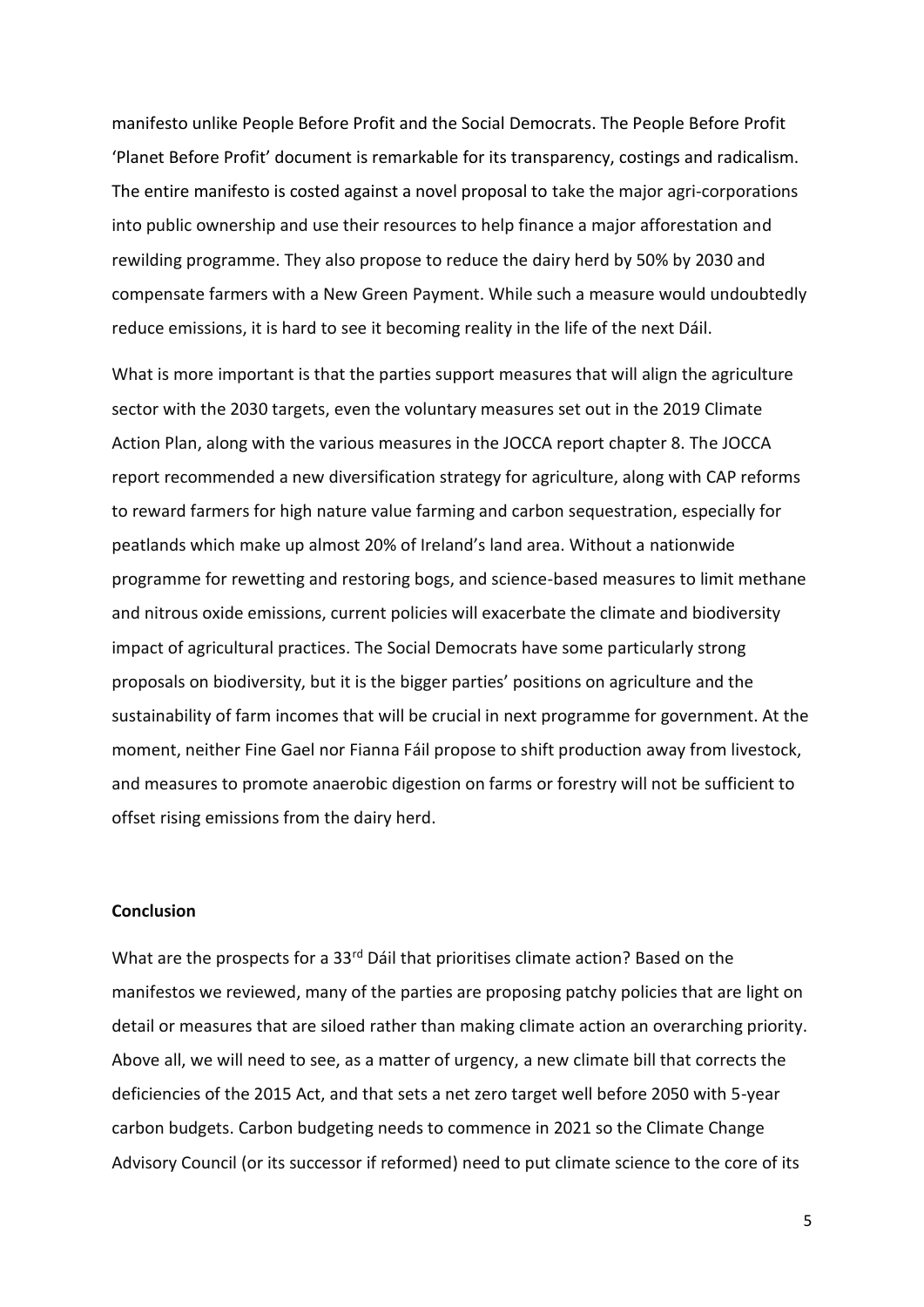manifesto unlike People Before Profit and the Social Democrats. The People Before Profit 'Planet Before Profit' document is remarkable for its transparency, costings and radicalism. The entire manifesto is costed against a novel proposal to take the major agri-corporations into public ownership and use their resources to help finance a major afforestation and rewilding programme. They also propose to reduce the dairy herd by 50% by 2030 and compensate farmers with a New Green Payment. While such a measure would undoubtedly reduce emissions, it is hard to see it becoming reality in the life of the next Dáil.

What is more important is that the parties support measures that will align the agriculture sector with the 2030 targets, even the voluntary measures set out in the 2019 Climate Action Plan, along with the various measures in the JOCCA report chapter 8. The JOCCA report recommended a new diversification strategy for agriculture, along with CAP reforms to reward farmers for high nature value farming and carbon sequestration, especially for peatlands which make up almost 20% of Ireland's land area. Without a nationwide programme for rewetting and restoring bogs, and science-based measures to limit methane and nitrous oxide emissions, current policies will exacerbate the climate and biodiversity impact of agricultural practices. The Social Democrats have some particularly strong proposals on biodiversity, but it is the bigger parties' positions on agriculture and the sustainability of farm incomes that will be crucial in next programme for government. At the moment, neither Fine Gael nor Fianna Fáil propose to shift production away from livestock, and measures to promote anaerobic digestion on farms or forestry will not be sufficient to offset rising emissions from the dairy herd.

**Conclusion**

What are the prospects for a 33rd Dáil that prioritises climate action? Based on the manifestos we reviewed, many of the parties are proposing patchy policies that are light on detail or measures that are siloed rather than making climate action an overarching priority. Above all, we will need to see, as a matter of urgency, a new climate bill that corrects the deficiencies of the 2015 Act, and that sets a net zero target well before 2050 with 5-year carbon budgets. Carbon budgeting needs to commence in 2021 so the Climate Change Advisory Council (or its successor if reformed) need to put climate science to the core of its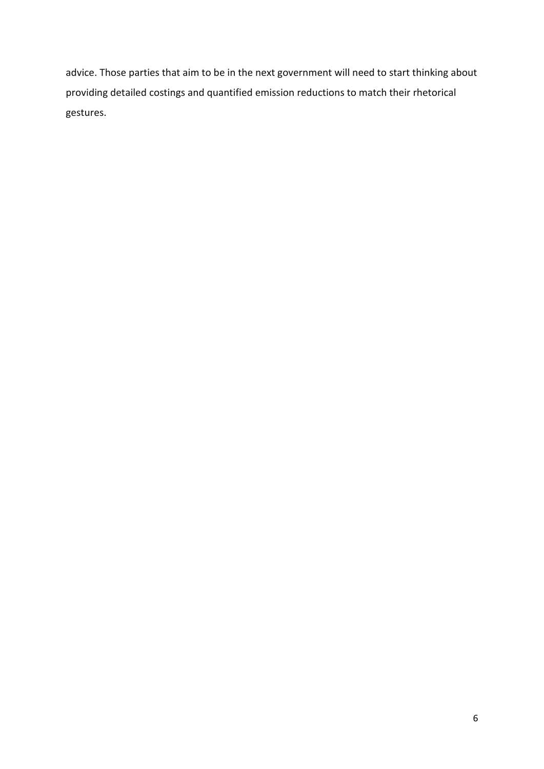advice. Those parties that aim to be in the next government will need to start thinking about providing detailed costings and quantified emission reductions to match their rhetorical gestures.